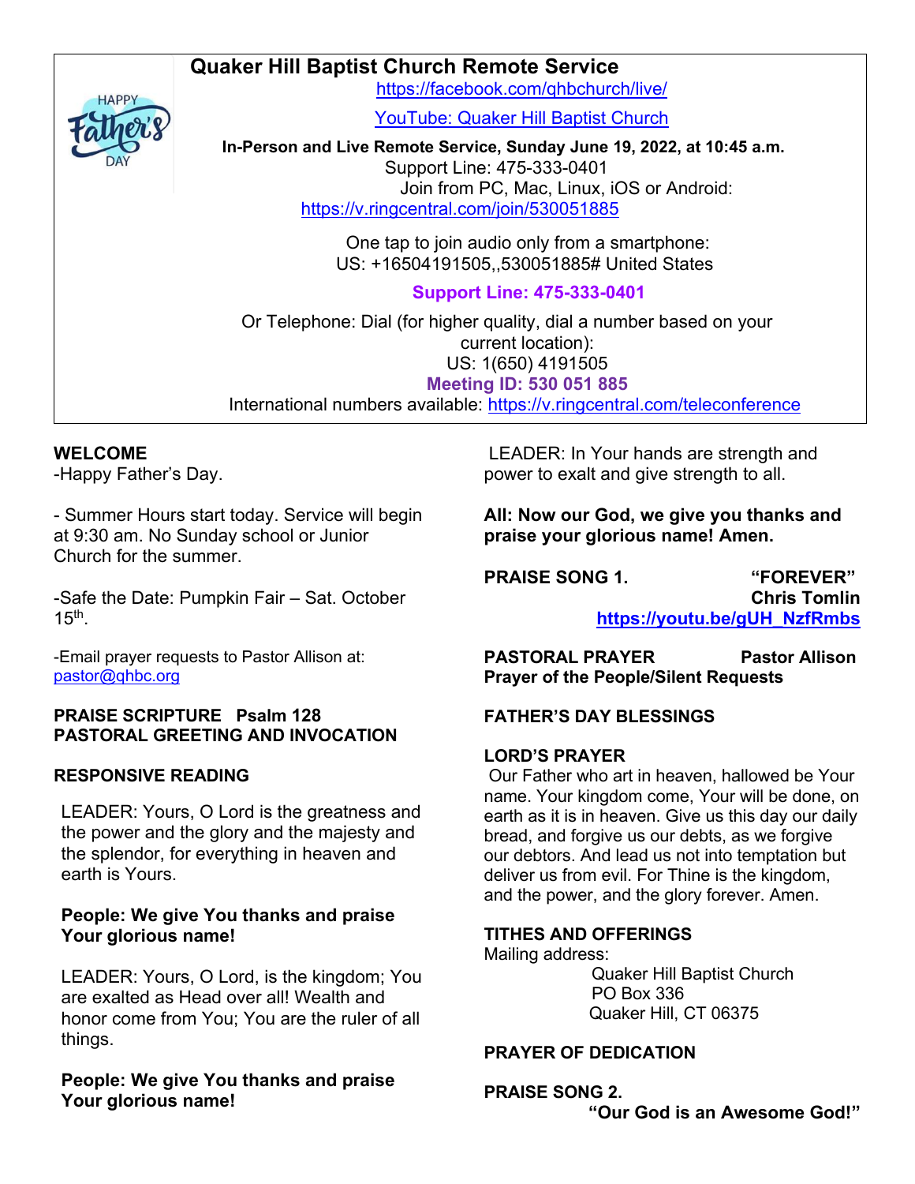# Quaker Hill Baptist Church Remote Service

https://facebook.com/qhbchurch/live/

YouTube: Quaker Hill Baptist Church

**In-Person and Live Remote Service, Sunday June 19, 2022, at 10:45 a.m.**

Support Line: 475-333-0401

Join from PC, Mac, Linux, iOS or Android: https://v.ringcentral.com/join/530051885

One tap to join audio only from a smartphone:
US: +16504191505,,530051885# United States

**Support Line: 475-333-0401**

Or Telephone: Dial (for higher quality, dial a number based on your current location):
US: 1(650) 4191505

**Meeting ID: 530 051 885**

International numbers available: https://v.ringcentral.com/teleconference

**WELCOME**

-Happy Father's Day.

- Summer Hours start today. Service will begin at 9:30 am. No Sunday school or Junior Church for the summer.

-Safe the Date: Pumpkin Fair – Sat. October 15th.

-Email prayer requests to Pastor Allison at: pastor@qhbc.org

**PRAISE SCRIPTURE** **Psalm 128**

**PASTORAL GREETING AND INVOCATION**

**RESPONSIVE READING**

LEADER: Yours, O Lord is the greatness and the power and the glory and the majesty and the splendor, for everything in heaven and earth is Yours.

**People: We give You thanks and praise Your glorious name!**

LEADER: Yours, O Lord, is the kingdom; You are exalted as Head over all! Wealth and honor come from You; You are the ruler of all things.

**People: We give You thanks and praise Your glorious name!**

LEADER: In Your hands are strength and power to exalt and give strength to all.

**All: Now our God, we give you thanks and praise your glorious name! Amen.**

**PRAISE SONG 1.** **"FOREVER"**
**Chris Tomlin**
**https://youtu.be/gUH_NzfRmbs**

**PASTORAL PRAYER** **Pastor Allison**

**Prayer of the People/Silent Requests**

**FATHER'S DAY BLESSINGS**

**LORD'S PRAYER**

Our Father who art in heaven, hallowed be Your name. Your kingdom come, Your will be done, on earth as it is in heaven. Give us this day our daily bread, and forgive us our debts, as we forgive our debtors. And lead us not into temptation but deliver us from evil. For Thine is the kingdom, and the power, and the glory forever. Amen.

**TITHES AND OFFERINGS**

Mailing address:

Quaker Hill Baptist Church
PO Box 336
Quaker Hill, CT 06375

**PRAYER OF DEDICATION**

**PRAISE SONG 2.**
**"Our God is an Awesome God!"**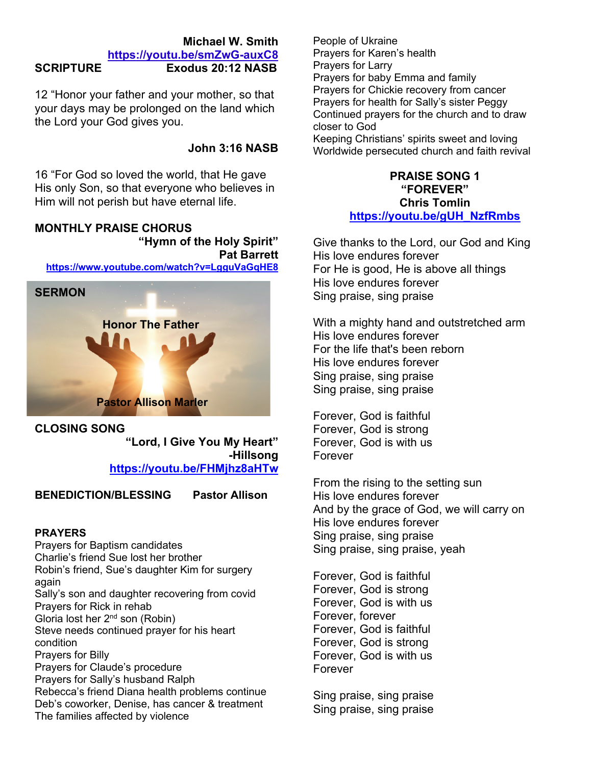**Michael W. Smith**
**https://youtu.be/smZwG-auxC8**

**SCRIPTURE** **Exodus 20:12 NASB**

12 "Honor your father and your mother, so that your days may be prolonged on the land which the Lord your God gives you.

**John 3:16 NASB**

16 "For God so loved the world, that He gave His only Son, so that everyone who believes in Him will not perish but have eternal life.

**MONTHLY PRAISE CHORUS**
**"Hymn of the Holy Spirit"**
**Pat Barrett**
**https://www.youtube.com/watch?v=LgguVaGqHE8**

**SERMON**

**Honor The Father**

**Pastor Allison Marler**

**CLOSING SONG**
**"Lord, I Give You My Heart"**
**-Hillsong**
**https://youtu.be/FHMjhz8aHTw**

**BENEDICTION/BLESSING** **Pastor Allison**

**PRAYERS**
Prayers for Baptism candidates
Charlie's friend Sue lost her brother
Robin's friend, Sue's daughter Kim for surgery again
Sally's son and daughter recovering from covid
Prayers for Rick in rehab
Gloria lost her 2nd son (Robin)
Steve needs continued prayer for his heart condition
Prayers for Billy
Prayers for Claude's procedure
Prayers for Sally's husband Ralph
Rebecca's friend Diana health problems continue
Deb's coworker, Denise, has cancer & treatment
The families affected by violence
People of Ukraine
Prayers for Karen's health
Prayers for Larry
Prayers for baby Emma and family
Prayers for Chickie recovery from cancer
Prayers for health for Sally's sister Peggy
Continued prayers for the church and to draw closer to God
Keeping Christians' spirits sweet and loving
Worldwide persecuted church and faith revival

**PRAISE SONG 1**
**"FOREVER"**
**Chris Tomlin**
**https://youtu.be/gUH_NzfRmbs**

Give thanks to the Lord, our God and King
His love endures forever
For He is good, He is above all things
His love endures forever
Sing praise, sing praise

With a mighty hand and outstretched arm
His love endures forever
For the life that's been reborn
His love endures forever
Sing praise, sing praise
Sing praise, sing praise

Forever, God is faithful
Forever, God is strong
Forever, God is with us
Forever

From the rising to the setting sun
His love endures forever
And by the grace of God, we will carry on
His love endures forever
Sing praise, sing praise
Sing praise, sing praise, yeah

Forever, God is faithful
Forever, God is strong
Forever, God is with us
Forever, forever
Forever, God is faithful
Forever, God is strong
Forever, God is with us
Forever

Sing praise, sing praise
Sing praise, sing praise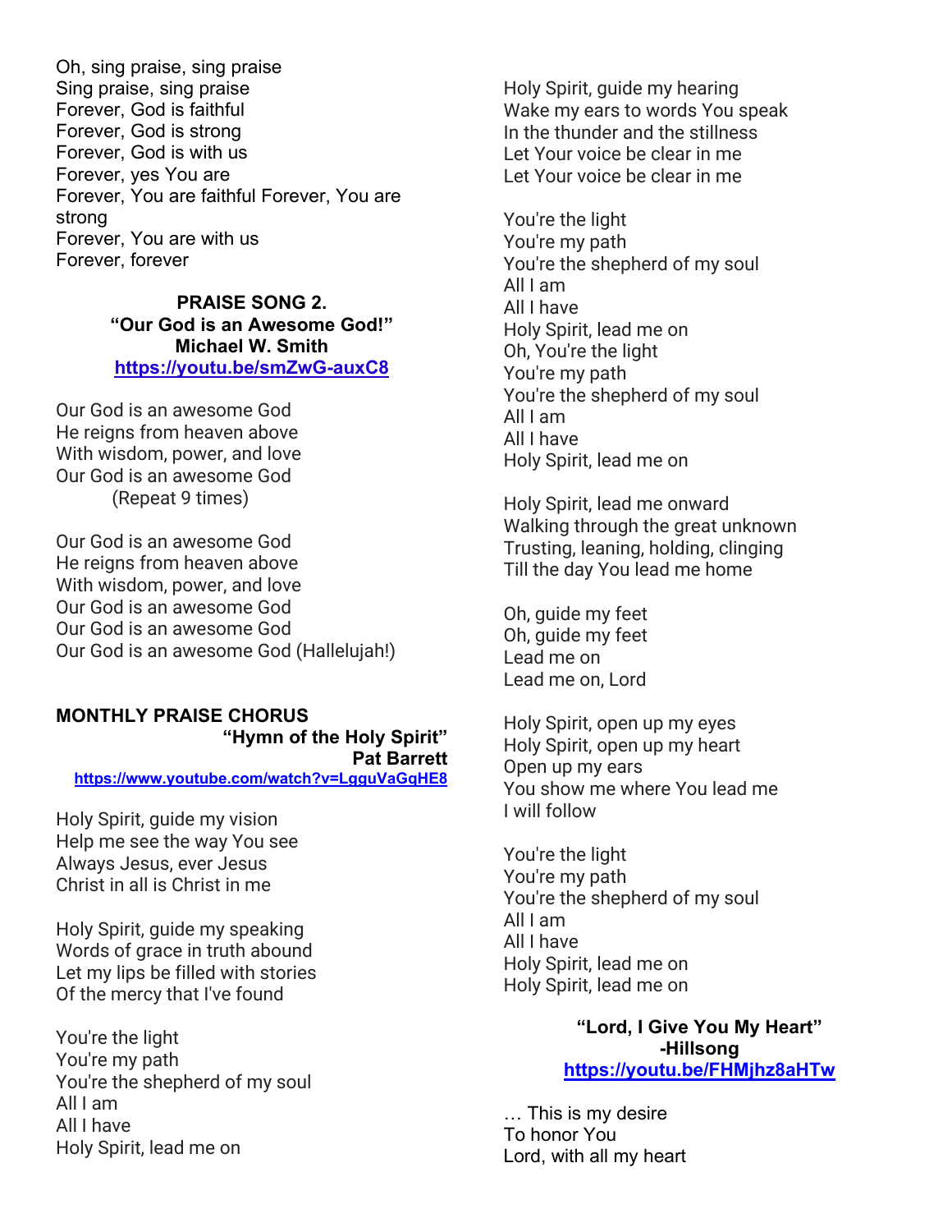Oh, sing praise, sing praise
Sing praise, sing praise
Forever, God is faithful
Forever, God is strong
Forever, God is with us
Forever, yes You are
Forever, You are faithful Forever, You are strong
Forever, You are with us
Forever, forever

**PRAISE SONG 2.**
**"Our God is an Awesome God!"**
**Michael W. Smith**
**https://youtu.be/smZwG-auxC8**

Our God is an awesome God
He reigns from heaven above
With wisdom, power, and love
Our God is an awesome God
(Repeat 9 times)

Our God is an awesome God
He reigns from heaven above
With wisdom, power, and love
Our God is an awesome God
Our God is an awesome God
Our God is an awesome God (Hallelujah!)

**MONTHLY PRAISE CHORUS**
**"Hymn of the Holy Spirit"**
**Pat Barrett**
**https://www.youtube.com/watch?v=LgguVaGqHE8**

Holy Spirit, guide my vision
Help me see the way You see
Always Jesus, ever Jesus
Christ in all is Christ in me

Holy Spirit, guide my speaking
Words of grace in truth abound
Let my lips be filled with stories
Of the mercy that I've found

You're the light
You're my path
You're the shepherd of my soul
All I am
All I have
Holy Spirit, lead me on

Holy Spirit, guide my hearing
Wake my ears to words You speak
In the thunder and the stillness
Let Your voice be clear in me
Let Your voice be clear in me

You're the light
You're my path
You're the shepherd of my soul
All I am
All I have
Holy Spirit, lead me on
Oh, You're the light
You're my path
You're the shepherd of my soul
All I am
All I have
Holy Spirit, lead me on

Holy Spirit, lead me onward
Walking through the great unknown
Trusting, leaning, holding, clinging
Till the day You lead me home

Oh, guide my feet
Oh, guide my feet
Lead me on
Lead me on, Lord

Holy Spirit, open up my eyes
Holy Spirit, open up my heart
Open up my ears
You show me where You lead me
I will follow

You're the light
You're my path
You're the shepherd of my soul
All I am
All I have
Holy Spirit, lead me on
Holy Spirit, lead me on

**"Lord, I Give You My Heart"**
**-Hillsong**
**https://youtu.be/FHMjhz8aHTw**

… This is my desire
To honor You
Lord, with all my heart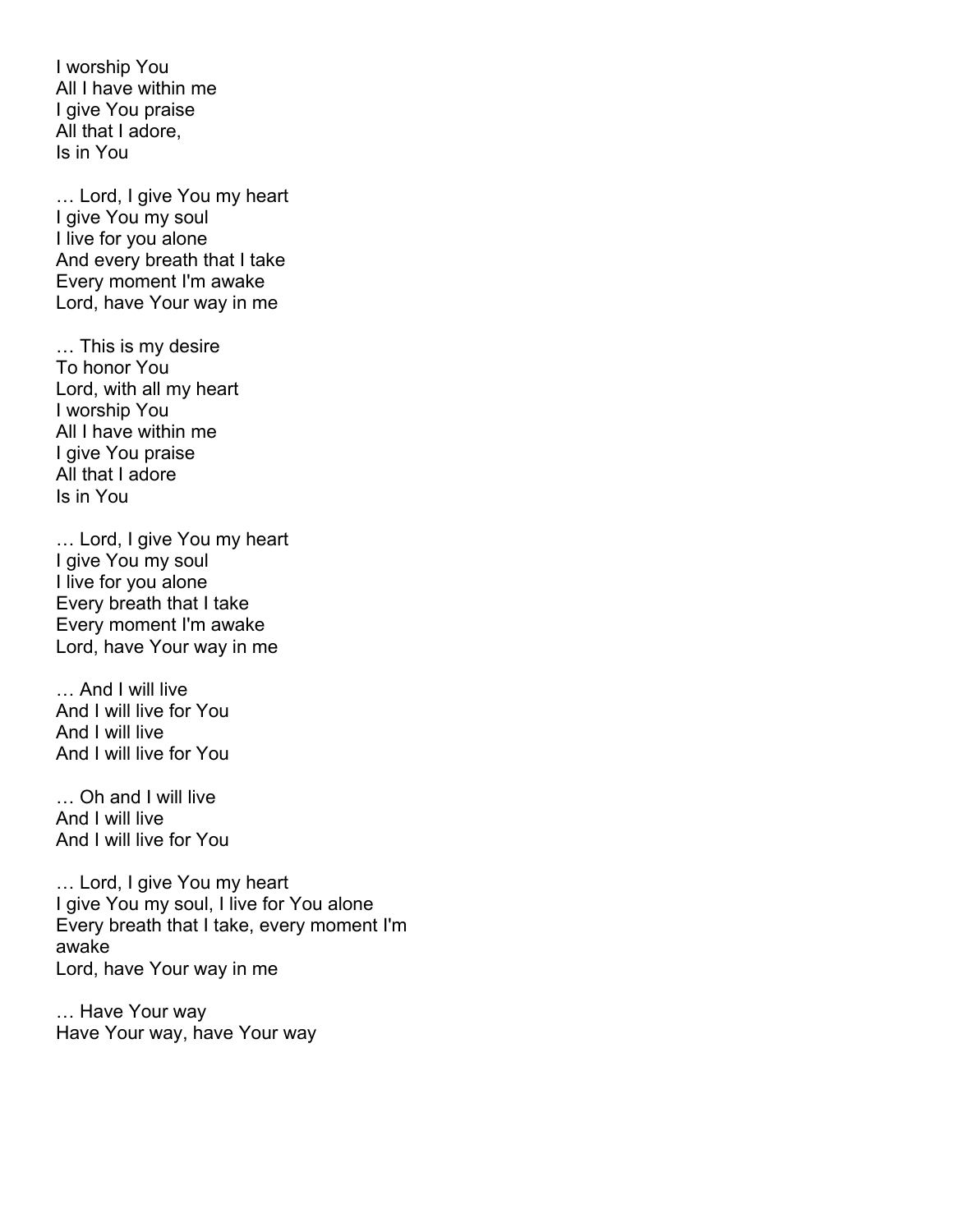I worship You
All I have within me
I give You praise
All that I adore,
Is in You

… Lord, I give You my heart
I give You my soul
I live for you alone
And every breath that I take
Every moment I'm awake
Lord, have Your way in me

… This is my desire
To honor You
Lord, with all my heart
I worship You
All I have within me
I give You praise
All that I adore
Is in You

… Lord, I give You my heart
I give You my soul
I live for you alone
Every breath that I take
Every moment I'm awake
Lord, have Your way in me

… And I will live
And I will live for You
And I will live
And I will live for You

… Oh and I will live
And I will live
And I will live for You

… Lord, I give You my heart
I give You my soul, I live for You alone
Every breath that I take, every moment I'm awake
Lord, have Your way in me

… Have Your way
Have Your way, have Your way